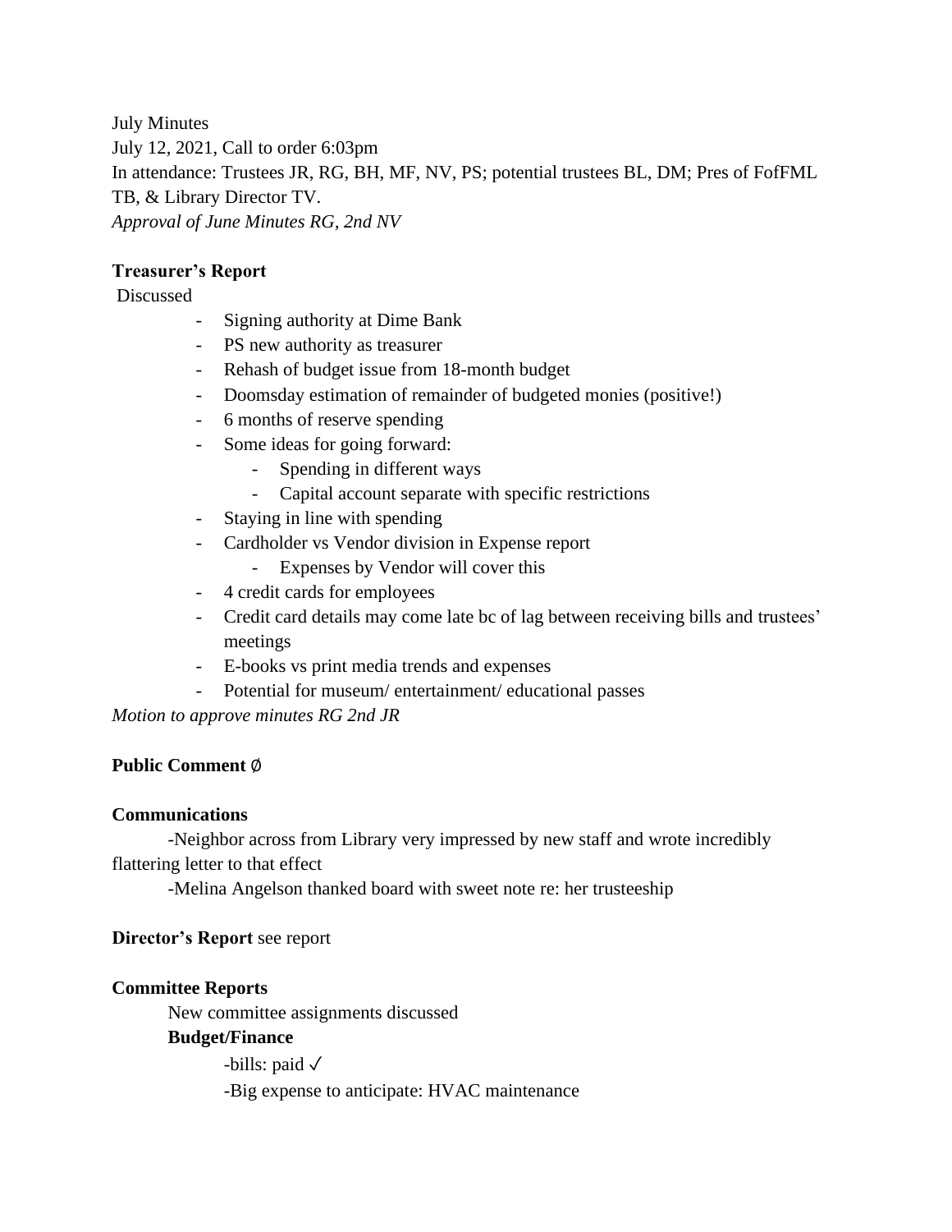July Minutes
July 12, 2021, Call to order 6:03pm
In attendance: Trustees JR, RG, BH, MF, NV, PS; potential trustees BL, DM; Pres of FofFML TB, & Library Director TV.
*Approval of June Minutes RG, 2nd NV*

**Treasurer's Report**

Discussed

- Signing authority at Dime Bank
- PS new authority as treasurer
- Rehash of budget issue from 18-month budget
- Doomsday estimation of remainder of budgeted monies (positive!)
- 6 months of reserve spending
- Some ideas for going forward:
    - Spending in different ways
    - Capital account separate with specific restrictions
- Staying in line with spending
- Cardholder vs Vendor division in Expense report
    - Expenses by Vendor will cover this
- 4 credit cards for employees
- Credit card details may come late bc of lag between receiving bills and trustees' meetings
- E-books vs print media trends and expenses
- Potential for museum/ entertainment/ educational passes

*Motion to approve minutes RG 2nd JR*

**Public Comment** ∅

**Communications**

-Neighbor across from Library very impressed by new staff and wrote incredibly flattering letter to that effect

-Melina Angelson thanked board with sweet note re: her trusteeship

**Director's Report** see report

**Committee Reports**

New committee assignments discussed

**Budget/Finance**

-bills: paid ✓

-Big expense to anticipate: HVAC maintenance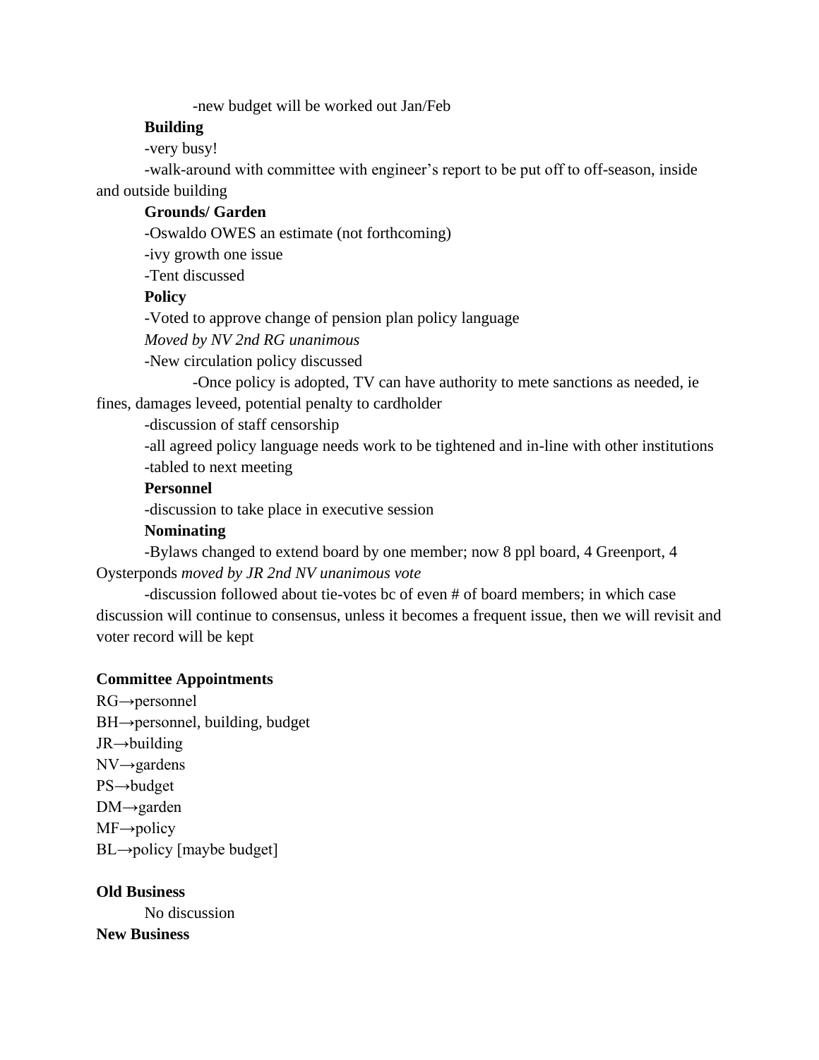-new budget will be worked out Jan/Feb

**Building**

-very busy!

-walk-around with committee with engineer's report to be put off to off-season, inside and outside building

**Grounds/ Garden**

-Oswaldo OWES an estimate (not forthcoming)

-ivy growth one issue

-Tent discussed

**Policy**

-Voted to approve change of pension plan policy language

*Moved by NV 2nd RG unanimous*

-New circulation policy discussed

-Once policy is adopted, TV can have authority to mete sanctions as needed, ie fines, damages leveed, potential penalty to cardholder

-discussion of staff censorship

-all agreed policy language needs work to be tightened and in-line with other institutions

-tabled to next meeting

**Personnel**

-discussion to take place in executive session

**Nominating**

-Bylaws changed to extend board by one member; now 8 ppl board, 4 Greenport, 4 Oysterponds *moved by JR 2nd NV unanimous vote*

-discussion followed about tie-votes bc of even # of board members; in which case discussion will continue to consensus, unless it becomes a frequent issue, then we will revisit and voter record will be kept

**Committee Appointments**

RG→personnel
BH→personnel, building, budget
JR→building
NV→gardens
PS→budget
DM→garden
MF→policy
BL→policy [maybe budget]

**Old Business**

No discussion

**New Business**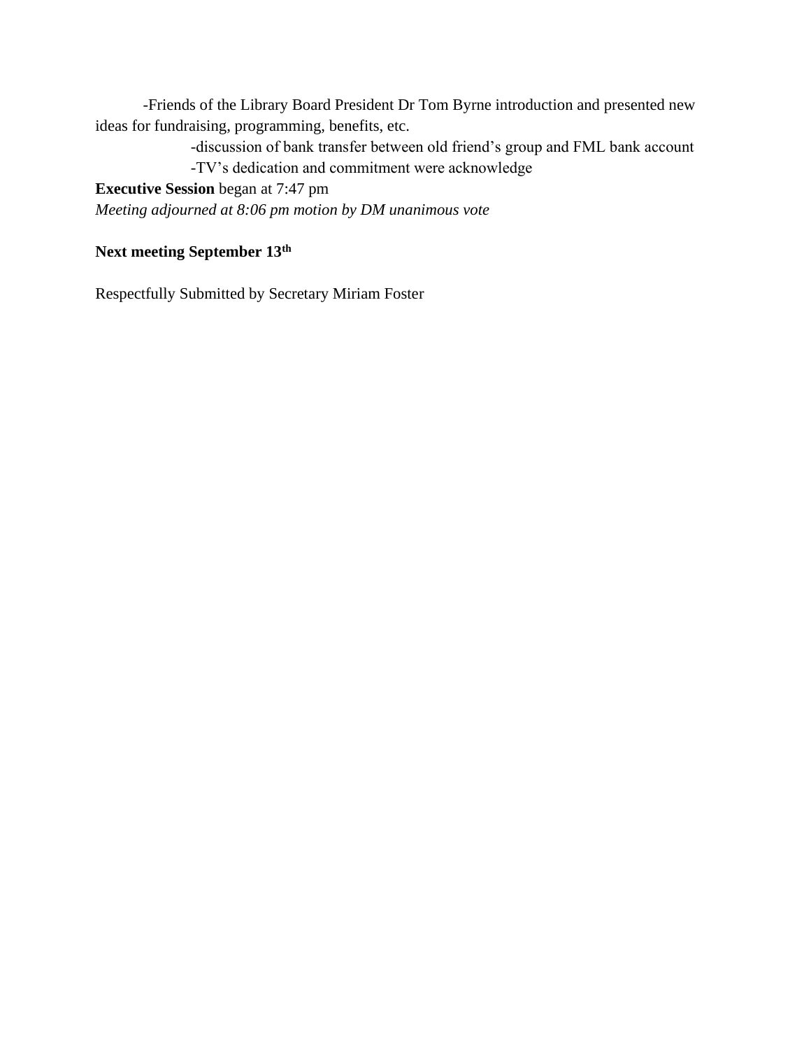-Friends of the Library Board President Dr Tom Byrne introduction and presented new ideas for fundraising, programming, benefits, etc.

- -discussion of bank transfer between old friend's group and FML bank account
- -TV's dedication and commitment were acknowledge

**Executive Session** began at 7:47 pm

*Meeting adjourned at 8:06 pm motion by DM unanimous vote*

**Next meeting September 13th**

Respectfully Submitted by Secretary Miriam Foster